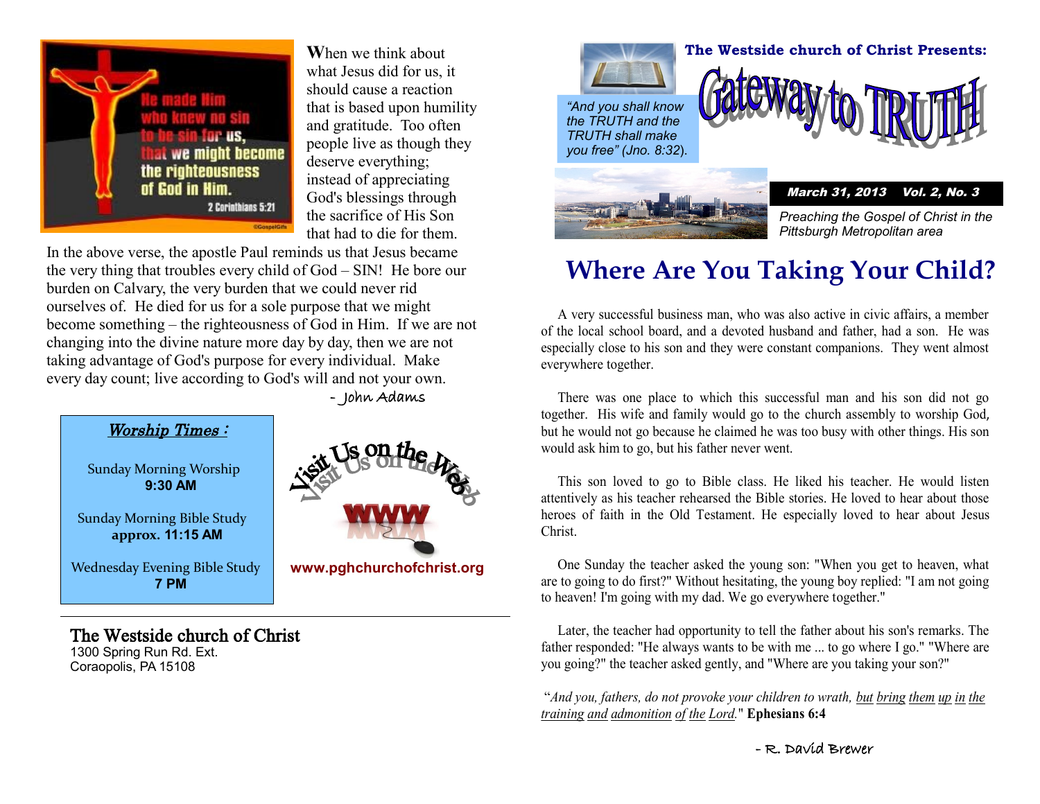He made Him who knew no sin to be sin for us, that we might become the righteousness of God in Him. 2 Corinthians 5:21

**W**hen we think about what Jesus did for us, it should cause a reaction that is based upon humility and gratitude. Too often people live as though they deserve everything; instead of appreciating God's blessings through the sacrifice of His Son that had to die for them. In the above verse, the apostle Paul reminds us that Jesus became the very thing that troubles every child of God – SIN! He bore our burden on Calvary, the very burden that we could never rid ourselves of. He died for us for a sole purpose that we might become something – the righteousness of God in Him. If we are not changing into the divine nature more day by day, then we are not taking advantage of God's purpose for every individual. Make every day count; live according to God's will and not your own.

- John Adams

***Worship Times :***

Sunday Morning Worship
**9:30 AM**

Sunday Morning Bible Study
**approx. 11:15 AM**

Wednesday Evening Bible Study
**7 PM**

Visit Us on the Web

WWW

**www.pghchurchofchrist.org**

---

The Westside church of Christ
1300 Spring Run Rd. Ext.
Coraopolis, PA 15108

**The Westside church of Christ Presents:**

# Gateway to TRUTH

*"And you shall know the TRUTH and the TRUTH shall make you free" (Jno. 8:32).*

***March 31, 2013 Vol. 2, No. 3***

*Preaching the Gospel of Christ in the Pittsburgh Metropolitan area*

## Where Are You Taking Your Child?

A very successful business man, who was also active in civic affairs, a member of the local school board, and a devoted husband and father, had a son. He was especially close to his son and they were constant companions. They went almost everywhere together.

There was one place to which this successful man and his son did not go together. His wife and family would go to the church assembly to worship God, but he would not go because he claimed he was too busy with other things. His son would ask him to go, but his father never went.

This son loved to go to Bible class. He liked his teacher. He would listen attentively as his teacher rehearsed the Bible stories. He loved to hear about those heroes of faith in the Old Testament. He especially loved to hear about Jesus Christ.

One Sunday the teacher asked the young son: "When you get to heaven, what are to going to do first?" Without hesitating, the young boy replied: "I am not going to heaven! I'm going with my dad. We go everywhere together."

Later, the teacher had opportunity to tell the father about his son's remarks. The father responded: "He always wants to be with me ... to go where I go." "Where are you going?" the teacher asked gently, and "Where are you taking your son?"

"*And you, fathers, do not provoke your children to wrath, but bring them up in the training and admonition of the Lord.*" **Ephesians 6:4**

- R. David Brewer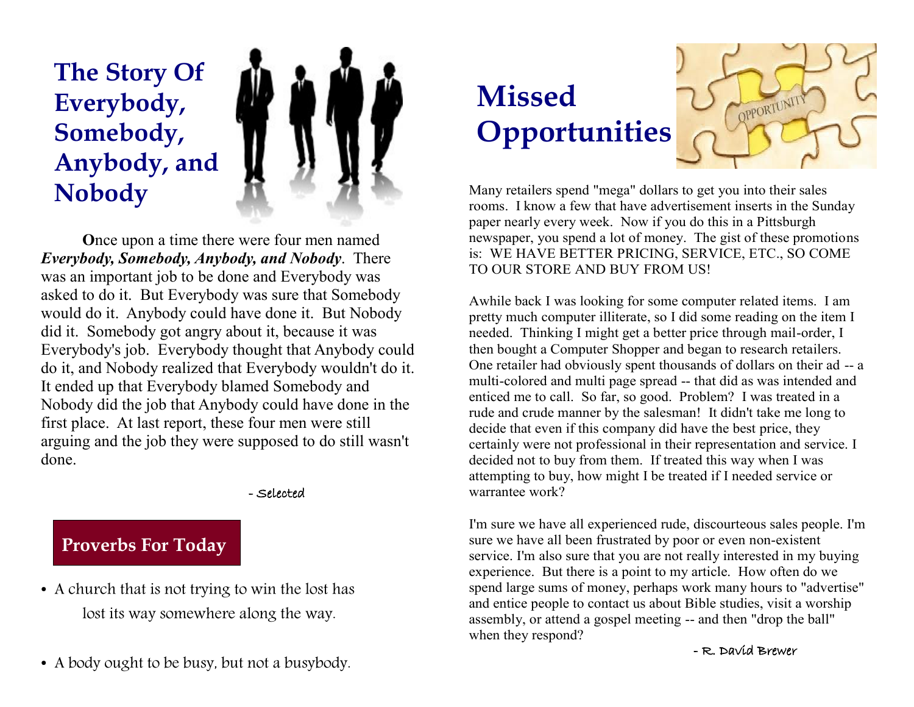# The Story Of Everybody, Somebody, Anybody, and Nobody

**O**nce upon a time there were four men named ***Everybody, Somebody, Anybody, and Nobody***. There was an important job to be done and Everybody was asked to do it. But Everybody was sure that Somebody would do it. Anybody could have done it. But Nobody did it. Somebody got angry about it, because it was Everybody's job. Everybody thought that Anybody could do it, and Nobody realized that Everybody wouldn't do it. It ended up that Everybody blamed Somebody and Nobody did the job that Anybody could have done in the first place. At last report, these four men were still arguing and the job they were supposed to do still wasn't done.

- Selected

## Proverbs For Today

- A church that is not trying to win the lost has lost its way somewhere along the way.
- A body ought to be busy, but not a busybody.

# Missed Opportunities

Many retailers spend "mega" dollars to get you into their sales rooms. I know a few that have advertisement inserts in the Sunday paper nearly every week. Now if you do this in a Pittsburgh newspaper, you spend a lot of money. The gist of these promotions is: WE HAVE BETTER PRICING, SERVICE, ETC., SO COME TO OUR STORE AND BUY FROM US!

Awhile back I was looking for some computer related items. I am pretty much computer illiterate, so I did some reading on the item I needed. Thinking I might get a better price through mail-order, I then bought a Computer Shopper and began to research retailers. One retailer had obviously spent thousands of dollars on their ad -- a multi-colored and multi page spread -- that did as was intended and enticed me to call. So far, so good. Problem? I was treated in a rude and crude manner by the salesman! It didn't take me long to decide that even if this company did have the best price, they certainly were not professional in their representation and service. I decided not to buy from them. If treated this way when I was attempting to buy, how might I be treated if I needed service or warrantee work?

I'm sure we have all experienced rude, discourteous sales people. I'm sure we have all been frustrated by poor or even non-existent service. I'm also sure that you are not really interested in my buying experience. But there is a point to my article. How often do we spend large sums of money, perhaps work many hours to "advertise" and entice people to contact us about Bible studies, visit a worship assembly, or attend a gospel meeting -- and then "drop the ball" when they respond?

- R. David Brewer